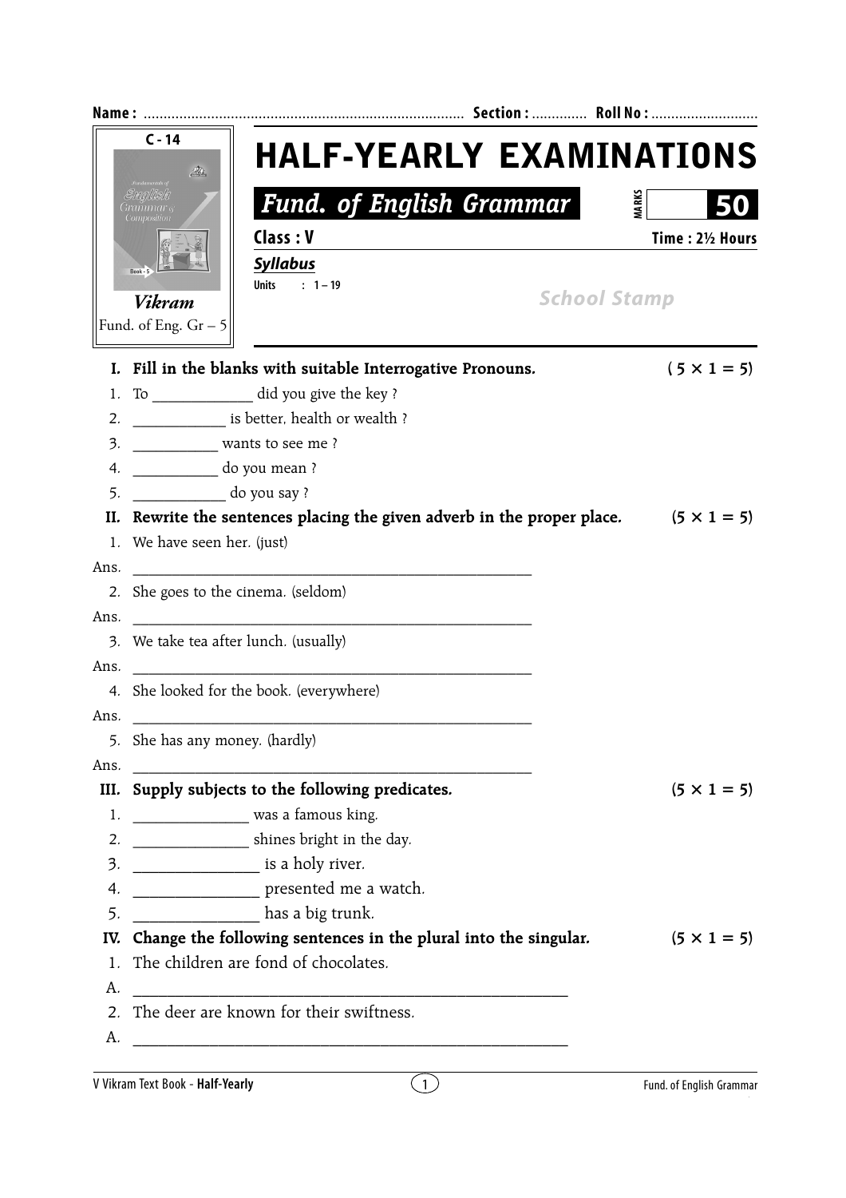Name : ................................................................................ Section : ............. Roll No : ...........................

C - 14

*Vikram*

Fund. of Eng. Gr – 5

# HALF-YEARLY EXAMINATIONS

## *Fund. of English Grammar*

MARKS **50**

**Class : V** **Time : 2½ Hours**

***Syllabus***

Units : 1 – 19

School Stamp

**I. Fill in the blanks with suitable Interrogative Pronouns.** **(5 × 1 = 5)**

1. To ____________ did you give the key ?
2. ___________ is better, health or wealth ?
3. __________ wants to see me ?
4. __________ do you mean ?
5. ___________ do you say ?

**II. Rewrite the sentences placing the given adverb in the proper place.** **(5 × 1 = 5)**

1. We have seen her. (just)

Ans. ________________________________________________

2. She goes to the cinema. (seldom)

Ans. ________________________________________________

3. We take tea after lunch. (usually)

Ans. ________________________________________________

4. She looked for the book. (everywhere)

Ans. ________________________________________________

5. She has any money. (hardly)

Ans. ________________________________________________

**III. Supply subjects to the following predicates.** **(5 × 1 = 5)**

1. ______________ was a famous king.
2. ______________ shines bright in the day.
3. _______________ is a holy river.
4. _______________ presented me a watch.
5. _______________ has a big trunk.

**IV. Change the following sentences in the plural into the singular.** **(5 × 1 = 5)**

1. The children are fond of chocolates.

A. ____________________________________________________

2. The deer are known for their swiftness.

A. ____________________________________________________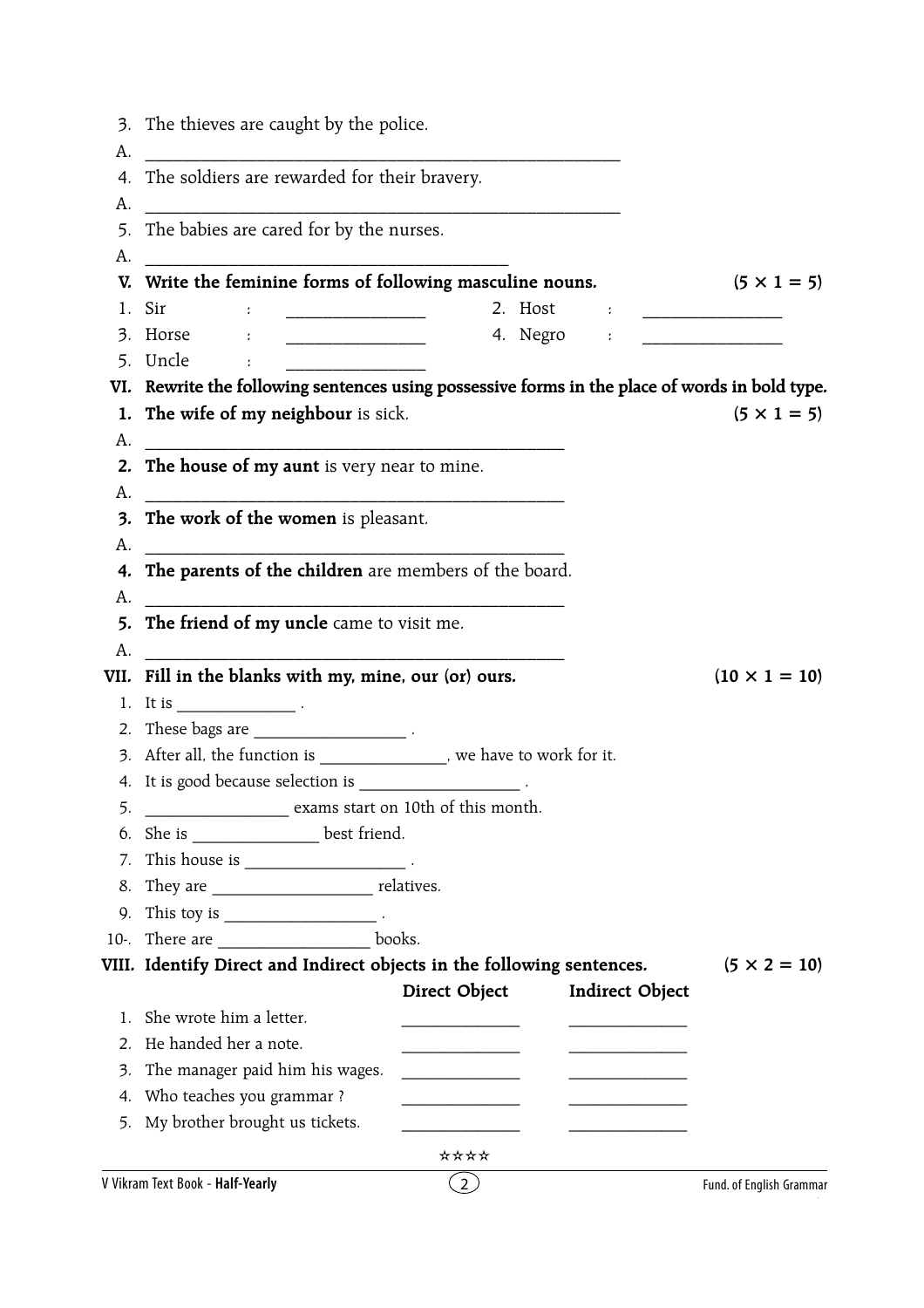3. The thieves are caught by the police.

A. ______________________________________________

4. The soldiers are rewarded for their bravery.

A. ______________________________________________

5. The babies are cared for by the nurses.

A. ____________________________________

**V. Write the feminine forms of following masculine nouns.** **(5 × 1 = 5)**

1. Sir : ______________ 2. Host : ______________
3. Horse : ______________ 4. Negro : ______________
5. Uncle : ______________

**VI. Rewrite the following sentences using possessive forms in the place of words in bold type.** **(5 × 1 = 5)**

1. **The wife of my neighbour** is sick.

A. __________________________________________

2. **The house of my aunt** is very near to mine.

A. __________________________________________

3. **The work of the women** is pleasant.

A. __________________________________________

4. **The parents of the children** are members of the board.

A. __________________________________________

5. **The friend of my uncle** came to visit me.

A. __________________________________________

**VII. Fill in the blanks with my, mine, our (or) ours.** **(10 × 1 = 10)**

1. It is ____________ .
2. These bags are ________________ .
3. After all, the function is ______________, we have to work for it.
4. It is good because selection is _________________ .
5. _______________ exams start on 10th of this month.
6. She is _____________ best friend.
7. This house is _________________ .
8. They are _________________ relatives.
9. This toy is ________________ .
10. There are ________________ books.

**VIII. Identify Direct and Indirect objects in the following sentences.** **(5 × 2 = 10)**

| | Direct Object | Indirect Object |
|---|---|---|
| 1. She wrote him a letter. | ____________ | ____________ |
| 2. He handed her a note. | ____________ | ____________ |
| 3. The manager paid him his wages. | ____________ | ____________ |
| 4. Who teaches you grammar ? | ____________ | ____________ |
| 5. My brother brought us tickets. | ____________ | ____________ |

☆☆☆☆